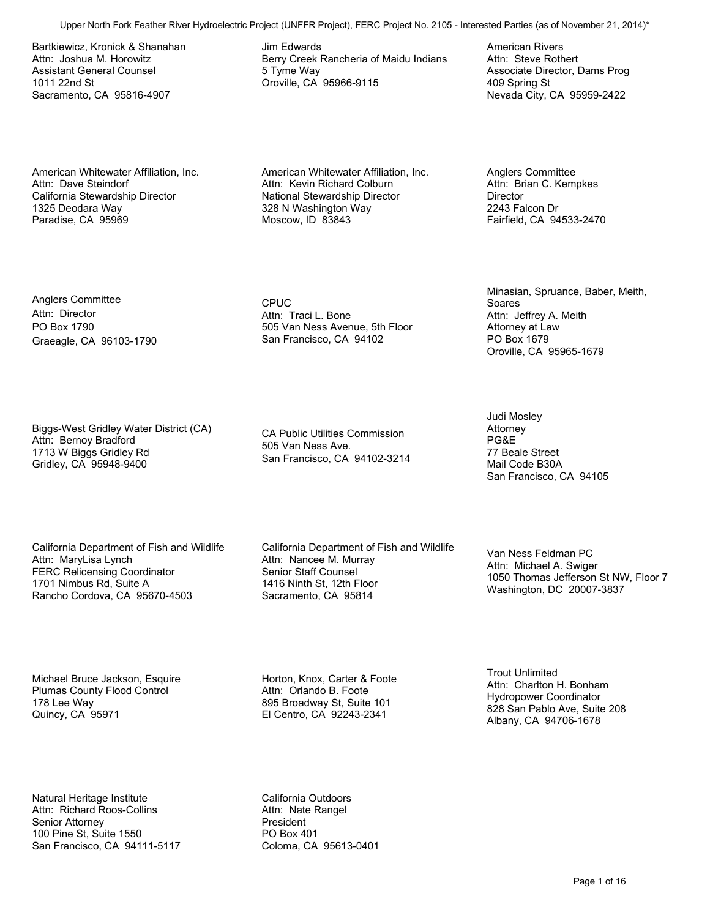# Upper North Fork Feather River Hydroelectric Project (UNFFR Project), FERC Project No. 2105 - Interested Parties (as of November 21, 2014)*

Bartkiewicz, Kronick & Shanahan
Attn: Joshua M. Horowitz
Assistant General Counsel
1011 22nd St
Sacramento, CA 95816-4907

Jim Edwards
Berry Creek Rancheria of Maidu Indians
5 Tyme Way
Oroville, CA 95966-9115

American Rivers
Attn: Steve Rothert
Associate Director, Dams Prog
409 Spring St
Nevada City, CA 95959-2422

American Whitewater Affiliation, Inc.
Attn: Dave Steindorf
California Stewardship Director
1325 Deodara Way
Paradise, CA 95969

American Whitewater Affiliation, Inc.
Attn: Kevin Richard Colburn
National Stewardship Director
328 N Washington Way
Moscow, ID 83843

Anglers Committee
Attn: Brian C. Kempkes
Director
2243 Falcon Dr
Fairfield, CA 94533-2470

Anglers Committee
Attn: Director
PO Box 1790
Graeagle, CA 96103-1790

CPUC
Attn: Traci L. Bone
505 Van Ness Avenue, 5th Floor
San Francisco, CA 94102

Minasian, Spruance, Baber, Meith, Soares
Attn: Jeffrey A. Meith
Attorney at Law
PO Box 1679
Oroville, CA 95965-1679

Biggs-West Gridley Water District (CA)
Attn: Bernoy Bradford
1713 W Biggs Gridley Rd
Gridley, CA 95948-9400

CA Public Utilities Commission
505 Van Ness Ave.
San Francisco, CA 94102-3214

Judi Mosley
Attorney
PG&E
77 Beale Street
Mail Code B30A
San Francisco, CA 94105

California Department of Fish and Wildlife
Attn: MaryLisa Lynch
FERC Relicensing Coordinator
1701 Nimbus Rd, Suite A
Rancho Cordova, CA 95670-4503

California Department of Fish and Wildlife
Attn: Nancee M. Murray
Senior Staff Counsel
1416 Ninth St, 12th Floor
Sacramento, CA 95814

Van Ness Feldman PC
Attn: Michael A. Swiger
1050 Thomas Jefferson St NW, Floor 7
Washington, DC 20007-3837

Michael Bruce Jackson, Esquire
Plumas County Flood Control
178 Lee Way
Quincy, CA 95971

Horton, Knox, Carter & Foote
Attn: Orlando B. Foote
895 Broadway St, Suite 101
El Centro, CA 92243-2341

Trout Unlimited
Attn: Charlton H. Bonham
Hydropower Coordinator
828 San Pablo Ave, Suite 208
Albany, CA 94706-1678

Natural Heritage Institute
Attn: Richard Roos-Collins
Senior Attorney
100 Pine St, Suite 1550
San Francisco, CA 94111-5117

California Outdoors
Attn: Nate Rangel
President
PO Box 401
Coloma, CA 95613-0401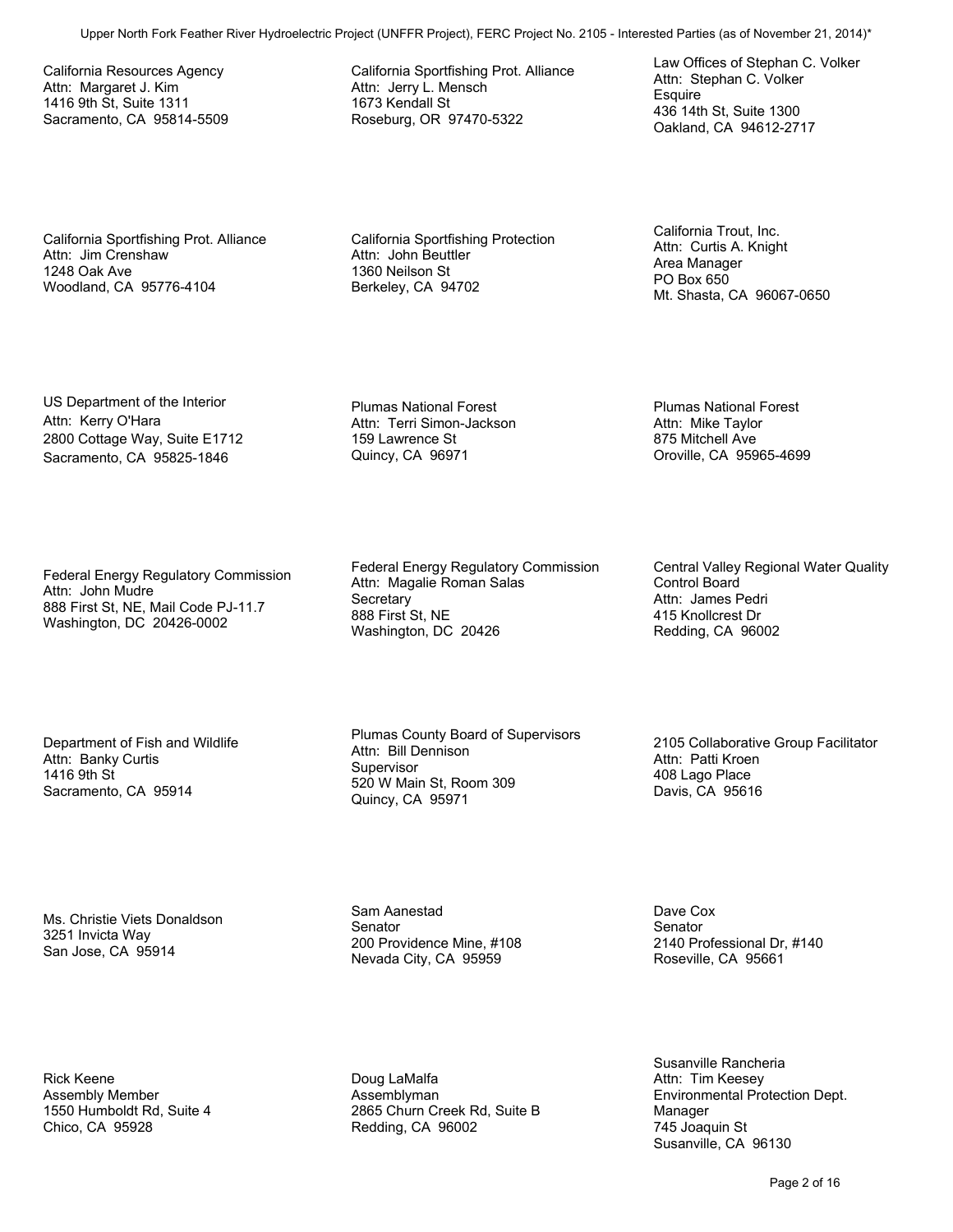California Resources Agency
Attn: Margaret J. Kim
1416 9th St, Suite 1311
Sacramento, CA 95814-5509

California Sportfishing Prot. Alliance
Attn: Jerry L. Mensch
1673 Kendall St
Roseburg, OR 97470-5322

Law Offices of Stephan C. Volker
Attn: Stephan C. Volker
Esquire
436 14th St, Suite 1300
Oakland, CA 94612-2717

California Sportfishing Prot. Alliance
Attn: Jim Crenshaw
1248 Oak Ave
Woodland, CA 95776-4104

California Sportfishing Protection
Attn: John Beuttler
1360 Neilson St
Berkeley, CA 94702

California Trout, Inc.
Attn: Curtis A. Knight
Area Manager
PO Box 650
Mt. Shasta, CA 96067-0650

US Department of the Interior
Attn: Kerry O'Hara
2800 Cottage Way, Suite E1712
Sacramento, CA 95825-1846

Plumas National Forest
Attn: Terri Simon-Jackson
159 Lawrence St
Quincy, CA 96971

Plumas National Forest
Attn: Mike Taylor
875 Mitchell Ave
Oroville, CA 95965-4699

Federal Energy Regulatory Commission
Attn: John Mudre
888 First St, NE, Mail Code PJ-11.7
Washington, DC 20426-0002

Federal Energy Regulatory Commission
Attn: Magalie Roman Salas
Secretary
888 First St, NE
Washington, DC 20426

Central Valley Regional Water Quality Control Board
Attn: James Pedri
415 Knollcrest Dr
Redding, CA 96002

Department of Fish and Wildlife
Attn: Banky Curtis
1416 9th St
Sacramento, CA 95914

Plumas County Board of Supervisors
Attn: Bill Dennison
Supervisor
520 W Main St, Room 309
Quincy, CA 95971

2105 Collaborative Group Facilitator
Attn: Patti Kroen
408 Lago Place
Davis, CA 95616

Ms. Christie Viets Donaldson
3251 Invicta Way
San Jose, CA 95914

Sam Aanestad
Senator
200 Providence Mine, #108
Nevada City, CA 95959

Dave Cox
Senator
2140 Professional Dr, #140
Roseville, CA 95661

Rick Keene
Assembly Member
1550 Humboldt Rd, Suite 4
Chico, CA 95928

Doug LaMalfa
Assemblyman
2865 Churn Creek Rd, Suite B
Redding, CA 96002

Susanville Rancheria
Attn: Tim Keesey
Environmental Protection Dept. Manager
745 Joaquin St
Susanville, CA 96130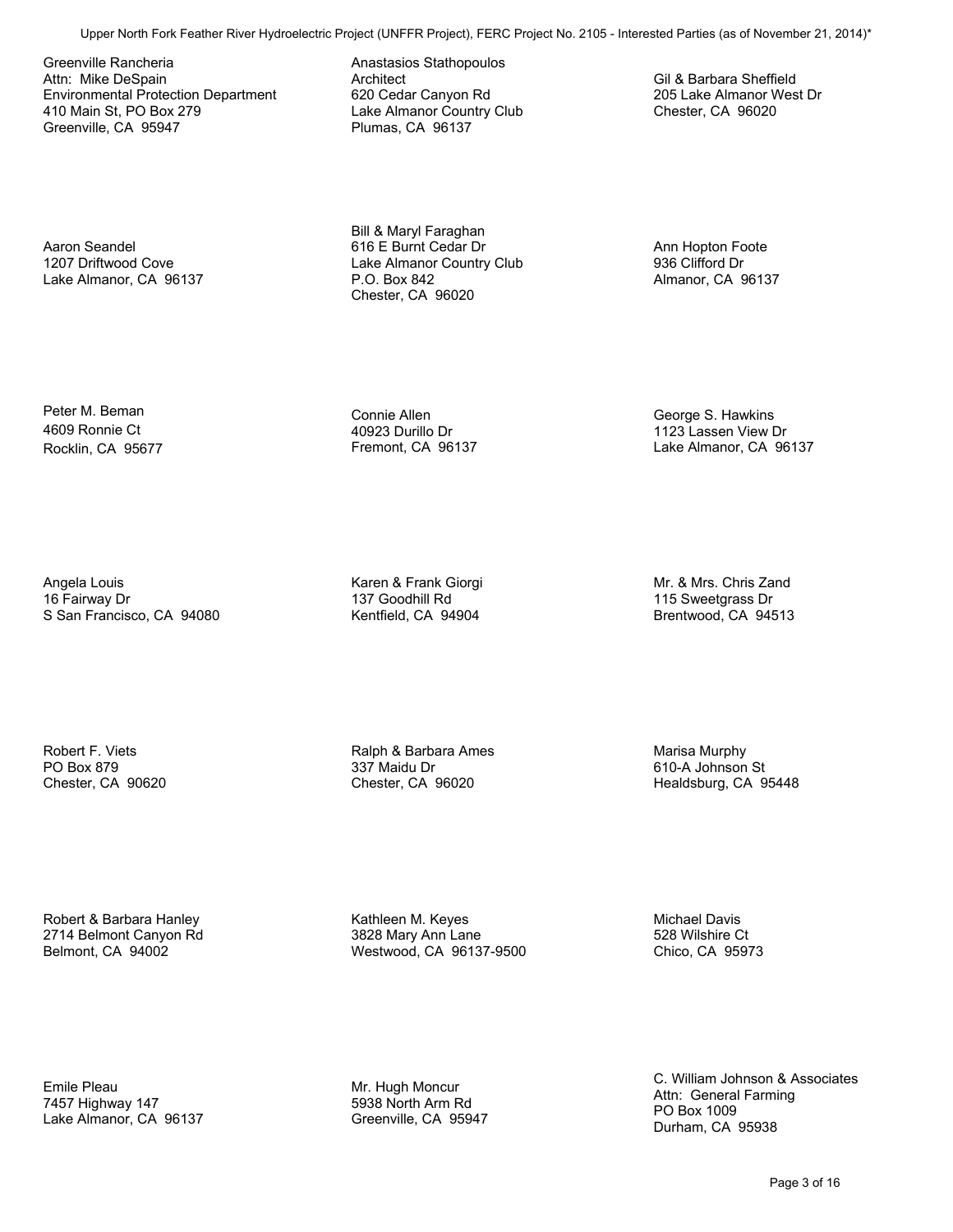Greenville Rancheria
Attn: Mike DeSpain
Environmental Protection Department
410 Main St, PO Box 279
Greenville, CA 95947

Anastasios Stathopoulos
Architect
620 Cedar Canyon Rd
Lake Almanor Country Club
Plumas, CA 96137

Gil & Barbara Sheffield
205 Lake Almanor West Dr
Chester, CA 96020

Aaron Seandel
1207 Driftwood Cove
Lake Almanor, CA 96137

Bill & Maryl Faraghan
616 E Burnt Cedar Dr
Lake Almanor Country Club
P.O. Box 842
Chester, CA 96020

Ann Hopton Foote
936 Clifford Dr
Almanor, CA 96137

Peter M. Beman
4609 Ronnie Ct
Rocklin, CA 95677

Connie Allen
40923 Durillo Dr
Fremont, CA 96137

George S. Hawkins
1123 Lassen View Dr
Lake Almanor, CA 96137

Angela Louis
16 Fairway Dr
S San Francisco, CA 94080

Karen & Frank Giorgi
137 Goodhill Rd
Kentfield, CA 94904

Mr. & Mrs. Chris Zand
115 Sweetgrass Dr
Brentwood, CA 94513

Robert F. Viets
PO Box 879
Chester, CA 90620

Ralph & Barbara Ames
337 Maidu Dr
Chester, CA 96020

Marisa Murphy
610-A Johnson St
Healdsburg, CA 95448

Robert & Barbara Hanley
2714 Belmont Canyon Rd
Belmont, CA 94002

Kathleen M. Keyes
3828 Mary Ann Lane
Westwood, CA 96137-9500

Michael Davis
528 Wilshire Ct
Chico, CA 95973

Emile Pleau
7457 Highway 147
Lake Almanor, CA 96137

Mr. Hugh Moncur
5938 North Arm Rd
Greenville, CA 95947

C. William Johnson & Associates
Attn: General Farming
PO Box 1009
Durham, CA 95938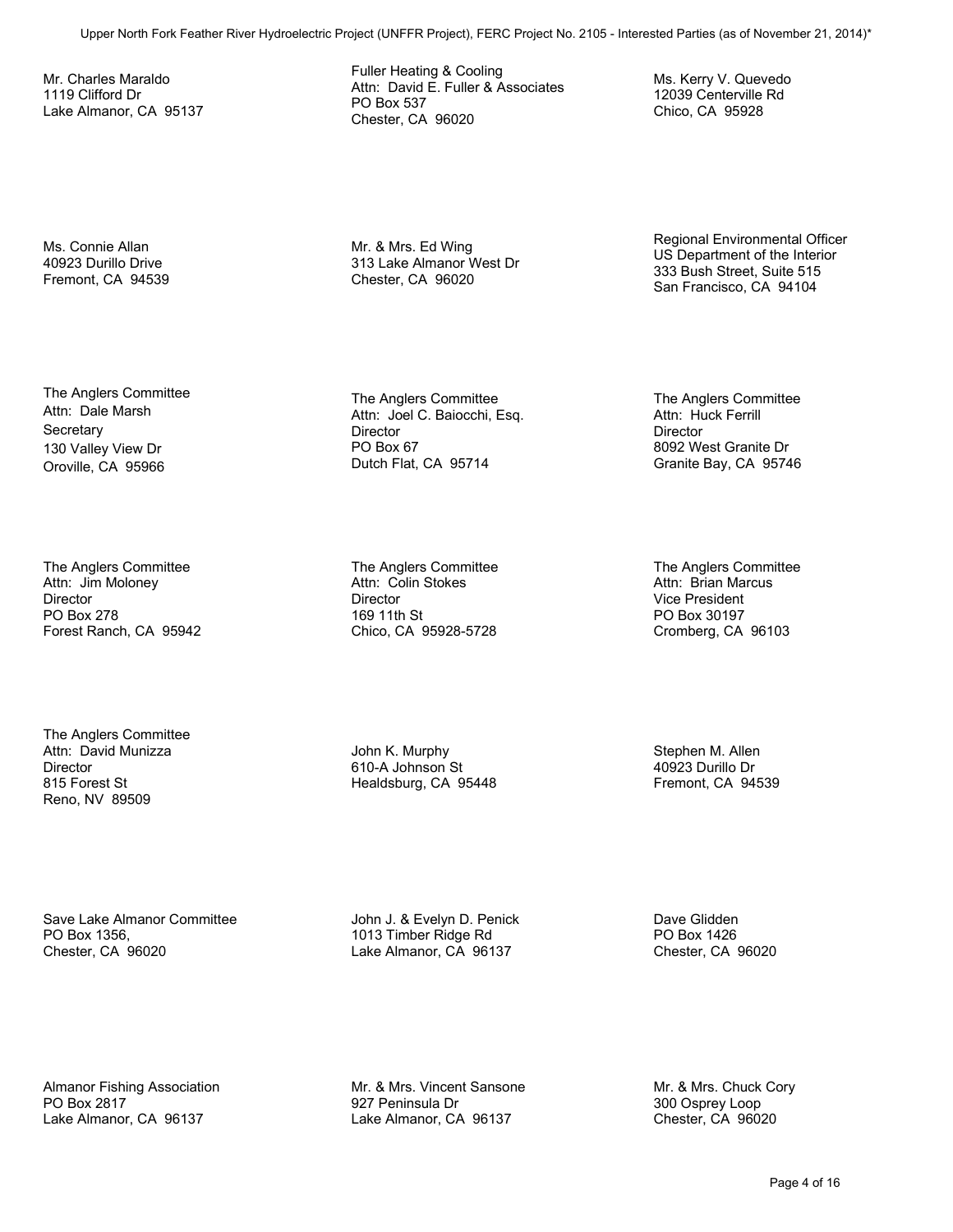Mr. Charles Maraldo
1119 Clifford Dr
Lake Almanor, CA 95137

Fuller Heating & Cooling
Attn: David E. Fuller & Associates
PO Box 537
Chester, CA 96020

Ms. Kerry V. Quevedo
12039 Centerville Rd
Chico, CA 95928

Ms. Connie Allan
40923 Durillo Drive
Fremont, CA 94539

Mr. & Mrs. Ed Wing
313 Lake Almanor West Dr
Chester, CA 96020

Regional Environmental Officer
US Department of the Interior
333 Bush Street, Suite 515
San Francisco, CA 94104

The Anglers Committee
Attn: Dale Marsh
Secretary
130 Valley View Dr
Oroville, CA 95966

The Anglers Committee
Attn: Joel C. Baiocchi, Esq.
Director
PO Box 67
Dutch Flat, CA 95714

The Anglers Committee
Attn: Huck Ferrill
Director
8092 West Granite Dr
Granite Bay, CA 95746

The Anglers Committee
Attn: Jim Moloney
Director
PO Box 278
Forest Ranch, CA 95942

The Anglers Committee
Attn: Colin Stokes
Director
169 11th St
Chico, CA 95928-5728

The Anglers Committee
Attn: Brian Marcus
Vice President
PO Box 30197
Cromberg, CA 96103

The Anglers Committee
Attn: David Munizza
Director
815 Forest St
Reno, NV 89509

John K. Murphy
610-A Johnson St
Healdsburg, CA 95448

Stephen M. Allen
40923 Durillo Dr
Fremont, CA 94539

Save Lake Almanor Committee
PO Box 1356,
Chester, CA 96020

John J. & Evelyn D. Penick
1013 Timber Ridge Rd
Lake Almanor, CA 96137

Dave Glidden
PO Box 1426
Chester, CA 96020

Almanor Fishing Association
PO Box 2817
Lake Almanor, CA 96137

Mr. & Mrs. Vincent Sansone
927 Peninsula Dr
Lake Almanor, CA 96137

Mr. & Mrs. Chuck Cory
300 Osprey Loop
Chester, CA 96020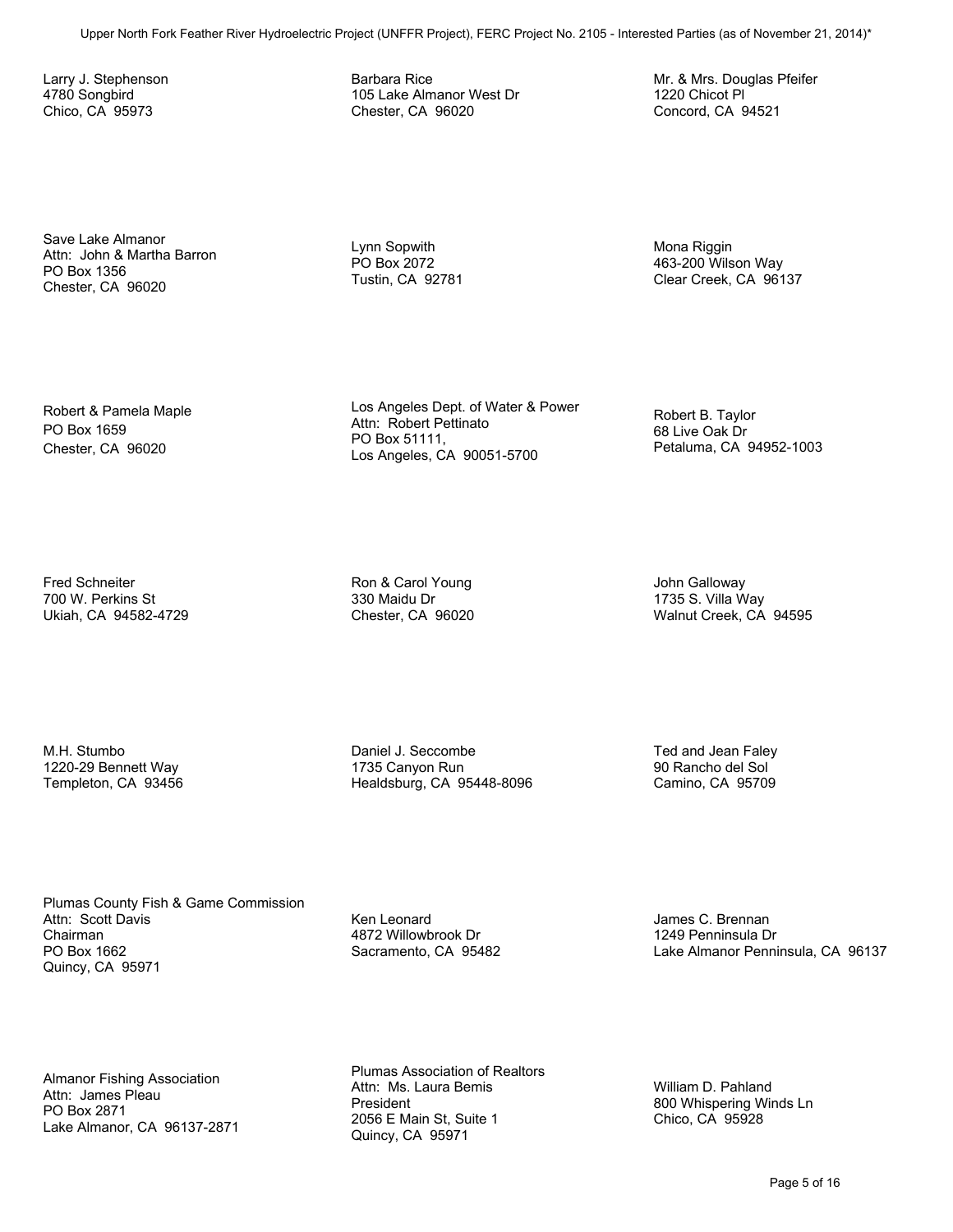Larry J. Stephenson
4780 Songbird
Chico, CA 95973

Barbara Rice
105 Lake Almanor West Dr
Chester, CA 96020

Mr. & Mrs. Douglas Pfeifer
1220 Chicot Pl
Concord, CA 94521

Save Lake Almanor
Attn: John & Martha Barron
PO Box 1356
Chester, CA 96020

Lynn Sopwith
PO Box 2072
Tustin, CA 92781

Mona Riggin
463-200 Wilson Way
Clear Creek, CA 96137

Robert & Pamela Maple
PO Box 1659
Chester, CA 96020

Los Angeles Dept. of Water & Power
Attn: Robert Pettinato
PO Box 51111,
Los Angeles, CA 90051-5700

Robert B. Taylor
68 Live Oak Dr
Petaluma, CA 94952-1003

Fred Schneiter
700 W. Perkins St
Ukiah, CA 94582-4729

Ron & Carol Young
330 Maidu Dr
Chester, CA 96020

John Galloway
1735 S. Villa Way
Walnut Creek, CA 94595

M.H. Stumbo
1220-29 Bennett Way
Templeton, CA 93456

Daniel J. Seccombe
1735 Canyon Run
Healdsburg, CA 95448-8096

Ted and Jean Faley
90 Rancho del Sol
Camino, CA 95709

Plumas County Fish & Game Commission
Attn: Scott Davis
Chairman
PO Box 1662
Quincy, CA 95971

Ken Leonard
4872 Willowbrook Dr
Sacramento, CA 95482

James C. Brennan
1249 Penninsula Dr
Lake Almanor Penninsula, CA 96137

Almanor Fishing Association
Attn: James Pleau
PO Box 2871
Lake Almanor, CA 96137-2871

Plumas Association of Realtors
Attn: Ms. Laura Bemis
President
2056 E Main St, Suite 1
Quincy, CA 95971

William D. Pahland
800 Whispering Winds Ln
Chico, CA 95928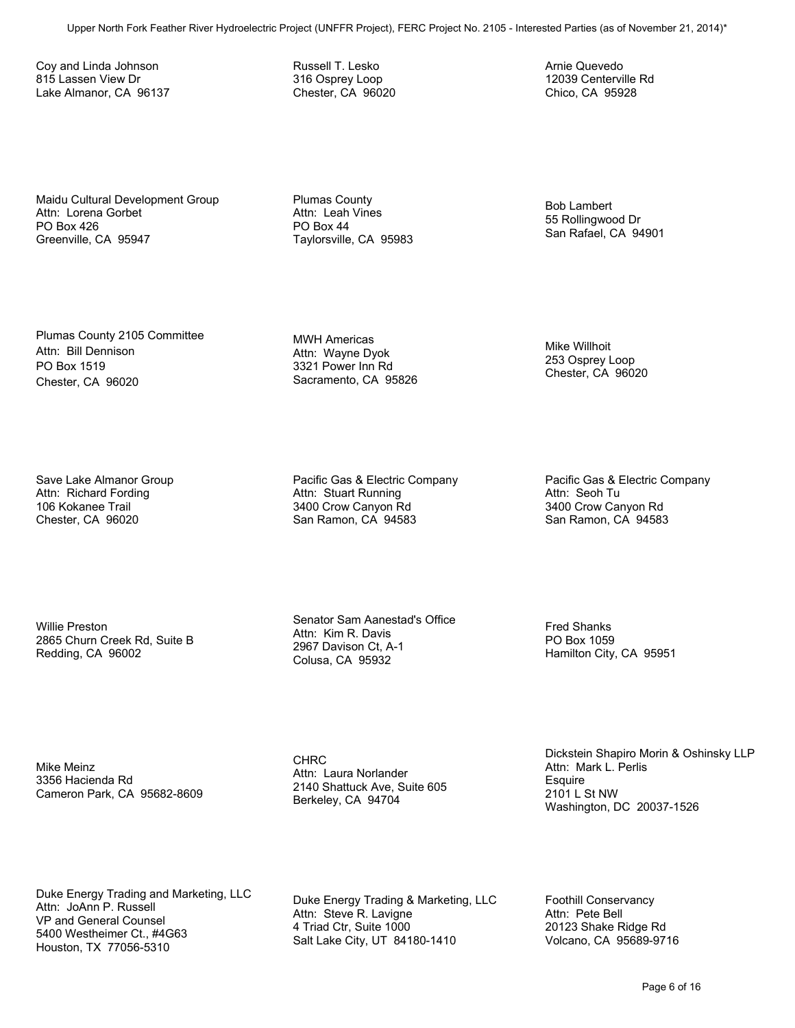Coy and Linda Johnson
815 Lassen View Dr
Lake Almanor, CA 96137

Russell T. Lesko
316 Osprey Loop
Chester, CA 96020

Arnie Quevedo
12039 Centerville Rd
Chico, CA 95928

Maidu Cultural Development Group
Attn: Lorena Gorbet
PO Box 426
Greenville, CA 95947

Plumas County
Attn: Leah Vines
PO Box 44
Taylorsville, CA 95983

Bob Lambert
55 Rollingwood Dr
San Rafael, CA 94901

Plumas County 2105 Committee
Attn: Bill Dennison
PO Box 1519
Chester, CA 96020

MWH Americas
Attn: Wayne Dyok
3321 Power Inn Rd
Sacramento, CA 95826

Mike Willhoit
253 Osprey Loop
Chester, CA 96020

Save Lake Almanor Group
Attn: Richard Fording
106 Kokanee Trail
Chester, CA 96020

Pacific Gas & Electric Company
Attn: Stuart Running
3400 Crow Canyon Rd
San Ramon, CA 94583

Pacific Gas & Electric Company
Attn: Seoh Tu
3400 Crow Canyon Rd
San Ramon, CA 94583

Willie Preston
2865 Churn Creek Rd, Suite B
Redding, CA 96002

Senator Sam Aanestad's Office
Attn: Kim R. Davis
2967 Davison Ct, A-1
Colusa, CA 95932

Fred Shanks
PO Box 1059
Hamilton City, CA 95951

Mike Meinz
3356 Hacienda Rd
Cameron Park, CA 95682-8609

CHRC
Attn: Laura Norlander
2140 Shattuck Ave, Suite 605
Berkeley, CA 94704

Dickstein Shapiro Morin & Oshinsky LLP
Attn: Mark L. Perlis
Esquire
2101 L St NW
Washington, DC 20037-1526

Duke Energy Trading and Marketing, LLC
Attn: JoAnn P. Russell
VP and General Counsel
5400 Westheimer Ct., #4G63
Houston, TX 77056-5310

Duke Energy Trading & Marketing, LLC
Attn: Steve R. Lavigne
4 Triad Ctr, Suite 1000
Salt Lake City, UT 84180-1410

Foothill Conservancy
Attn: Pete Bell
20123 Shake Ridge Rd
Volcano, CA 95689-9716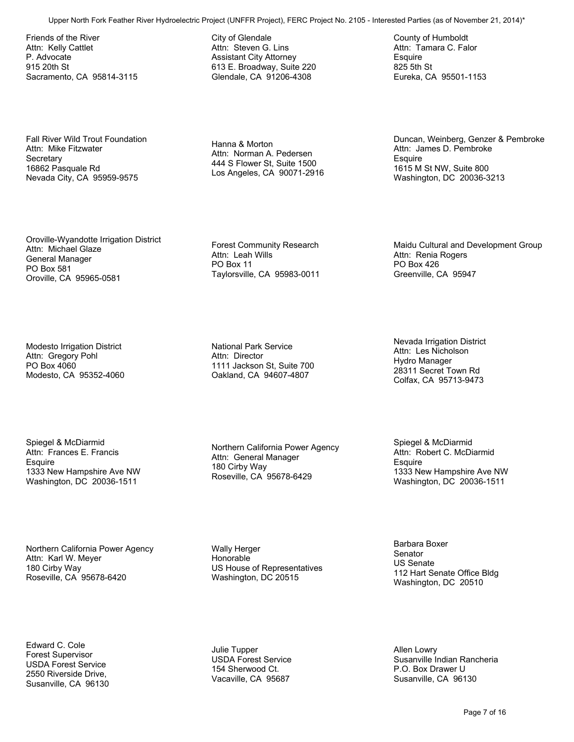Friends of the River
Attn: Kelly Cattlet
P. Advocate
915 20th St
Sacramento, CA 95814-3115

City of Glendale
Attn: Steven G. Lins
Assistant City Attorney
613 E. Broadway, Suite 220
Glendale, CA 91206-4308

County of Humboldt
Attn: Tamara C. Falor
Esquire
825 5th St
Eureka, CA 95501-1153

Fall River Wild Trout Foundation
Attn: Mike Fitzwater
Secretary
16862 Pasquale Rd
Nevada City, CA 95959-9575

Hanna & Morton
Attn: Norman A. Pedersen
444 S Flower St, Suite 1500
Los Angeles, CA 90071-2916

Duncan, Weinberg, Genzer & Pembroke
Attn: James D. Pembroke
Esquire
1615 M St NW, Suite 800
Washington, DC 20036-3213

Oroville-Wyandotte Irrigation District
Attn: Michael Glaze
General Manager
PO Box 581
Oroville, CA 95965-0581

Forest Community Research
Attn: Leah Wills
PO Box 11
Taylorsville, CA 95983-0011

Maidu Cultural and Development Group
Attn: Renia Rogers
PO Box 426
Greenville, CA 95947

Modesto Irrigation District
Attn: Gregory Pohl
PO Box 4060
Modesto, CA 95352-4060

National Park Service
Attn: Director
1111 Jackson St, Suite 700
Oakland, CA 94607-4807

Nevada Irrigation District
Attn: Les Nicholson
Hydro Manager
28311 Secret Town Rd
Colfax, CA 95713-9473

Spiegel & McDiarmid
Attn: Frances E. Francis
Esquire
1333 New Hampshire Ave NW
Washington, DC 20036-1511

Northern California Power Agency
Attn: General Manager
180 Cirby Way
Roseville, CA 95678-6429

Spiegel & McDiarmid
Attn: Robert C. McDiarmid
Esquire
1333 New Hampshire Ave NW
Washington, DC 20036-1511

Northern California Power Agency
Attn: Karl W. Meyer
180 Cirby Way
Roseville, CA 95678-6420

Wally Herger
Honorable
US House of Representatives
Washington, DC 20515

Barbara Boxer
Senator
US Senate
112 Hart Senate Office Bldg
Washington, DC 20510

Edward C. Cole
Forest Supervisor
USDA Forest Service
2550 Riverside Drive,
Susanville, CA 96130

Julie Tupper
USDA Forest Service
154 Sherwood Ct.
Vacaville, CA 95687

Allen Lowry
Susanville Indian Rancheria
P.O. Box Drawer U
Susanville, CA 96130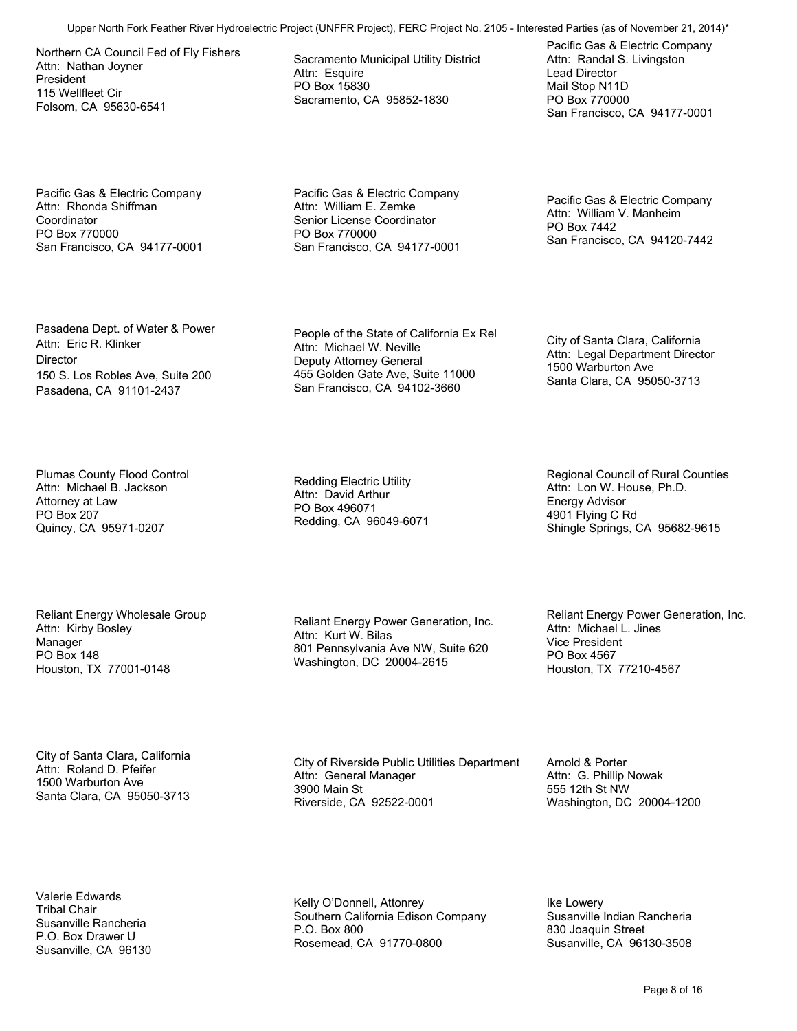Northern CA Council Fed of Fly Fishers
Attn: Nathan Joyner
President
115 Wellfleet Cir
Folsom, CA 95630-6541

Sacramento Municipal Utility District
Attn: Esquire
PO Box 15830
Sacramento, CA 95852-1830

Pacific Gas & Electric Company
Attn: Randal S. Livingston
Lead Director
Mail Stop N11D
PO Box 770000
San Francisco, CA 94177-0001

Pacific Gas & Electric Company
Attn: Rhonda Shiffman
Coordinator
PO Box 770000
San Francisco, CA 94177-0001

Pacific Gas & Electric Company
Attn: William E. Zemke
Senior License Coordinator
PO Box 770000
San Francisco, CA 94177-0001

Pacific Gas & Electric Company
Attn: William V. Manheim
PO Box 7442
San Francisco, CA 94120-7442

Pasadena Dept. of Water & Power
Attn: Eric R. Klinker
Director
150 S. Los Robles Ave, Suite 200
Pasadena, CA 91101-2437

People of the State of California Ex Rel
Attn: Michael W. Neville
Deputy Attorney General
455 Golden Gate Ave, Suite 11000
San Francisco, CA 94102-3660

City of Santa Clara, California
Attn: Legal Department Director
1500 Warburton Ave
Santa Clara, CA 95050-3713

Plumas County Flood Control
Attn: Michael B. Jackson
Attorney at Law
PO Box 207
Quincy, CA 95971-0207

Redding Electric Utility
Attn: David Arthur
PO Box 496071
Redding, CA 96049-6071

Regional Council of Rural Counties
Attn: Lon W. House, Ph.D.
Energy Advisor
4901 Flying C Rd
Shingle Springs, CA 95682-9615

Reliant Energy Wholesale Group
Attn: Kirby Bosley
Manager
PO Box 148
Houston, TX 77001-0148

Reliant Energy Power Generation, Inc.
Attn: Kurt W. Bilas
801 Pennsylvania Ave NW, Suite 620
Washington, DC 20004-2615

Reliant Energy Power Generation, Inc.
Attn: Michael L. Jines
Vice President
PO Box 4567
Houston, TX 77210-4567

City of Santa Clara, California
Attn: Roland D. Pfeifer
1500 Warburton Ave
Santa Clara, CA 95050-3713

City of Riverside Public Utilities Department
Attn: General Manager
3900 Main St
Riverside, CA 92522-0001

Arnold & Porter
Attn: G. Phillip Nowak
555 12th St NW
Washington, DC 20004-1200

Valerie Edwards
Tribal Chair
Susanville Rancheria
P.O. Box Drawer U
Susanville, CA 96130

Kelly O'Donnell, Attonrey
Southern California Edison Company
P.O. Box 800
Rosemead, CA 91770-0800

Ike Lowery
Susanville Indian Rancheria
830 Joaquin Street
Susanville, CA 96130-3508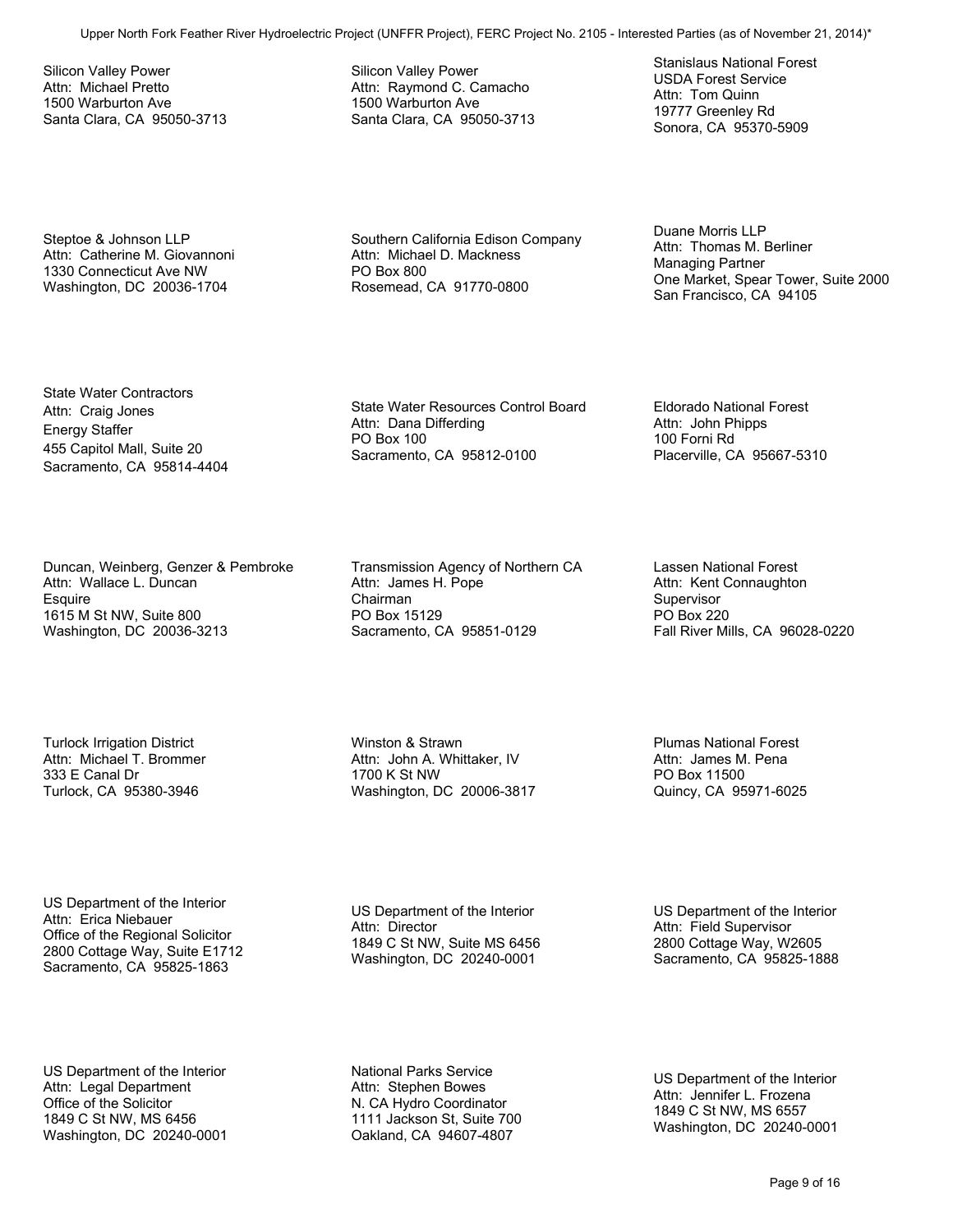Silicon Valley Power
Attn: Michael Pretto
1500 Warburton Ave
Santa Clara, CA 95050-3713

Silicon Valley Power
Attn: Raymond C. Camacho
1500 Warburton Ave
Santa Clara, CA 95050-3713

Stanislaus National Forest
USDA Forest Service
Attn: Tom Quinn
19777 Greenley Rd
Sonora, CA 95370-5909

Steptoe & Johnson LLP
Attn: Catherine M. Giovannoni
1330 Connecticut Ave NW
Washington, DC 20036-1704

Southern California Edison Company
Attn: Michael D. Mackness
PO Box 800
Rosemead, CA 91770-0800

Duane Morris LLP
Attn: Thomas M. Berliner
Managing Partner
One Market, Spear Tower, Suite 2000
San Francisco, CA 94105

State Water Contractors
Attn: Craig Jones
Energy Staffer
455 Capitol Mall, Suite 20
Sacramento, CA 95814-4404

State Water Resources Control Board
Attn: Dana Differding
PO Box 100
Sacramento, CA 95812-0100

Eldorado National Forest
Attn: John Phipps
100 Forni Rd
Placerville, CA 95667-5310

Duncan, Weinberg, Genzer & Pembroke
Attn: Wallace L. Duncan
Esquire
1615 M St NW, Suite 800
Washington, DC 20036-3213

Transmission Agency of Northern CA
Attn: James H. Pope
Chairman
PO Box 15129
Sacramento, CA 95851-0129

Lassen National Forest
Attn: Kent Connaughton
Supervisor
PO Box 220
Fall River Mills, CA 96028-0220

Turlock Irrigation District
Attn: Michael T. Brommer
333 E Canal Dr
Turlock, CA 95380-3946

Winston & Strawn
Attn: John A. Whittaker, IV
1700 K St NW
Washington, DC 20006-3817

Plumas National Forest
Attn: James M. Pena
PO Box 11500
Quincy, CA 95971-6025

US Department of the Interior
Attn: Erica Niebauer
Office of the Regional Solicitor
2800 Cottage Way, Suite E1712
Sacramento, CA 95825-1863

US Department of the Interior
Attn: Director
1849 C St NW, Suite MS 6456
Washington, DC 20240-0001

US Department of the Interior
Attn: Field Supervisor
2800 Cottage Way, W2605
Sacramento, CA 95825-1888

US Department of the Interior
Attn: Legal Department
Office of the Solicitor
1849 C St NW, MS 6456
Washington, DC 20240-0001

National Parks Service
Attn: Stephen Bowes
N. CA Hydro Coordinator
1111 Jackson St, Suite 700
Oakland, CA 94607-4807

US Department of the Interior
Attn: Jennifer L. Frozena
1849 C St NW, MS 6557
Washington, DC 20240-0001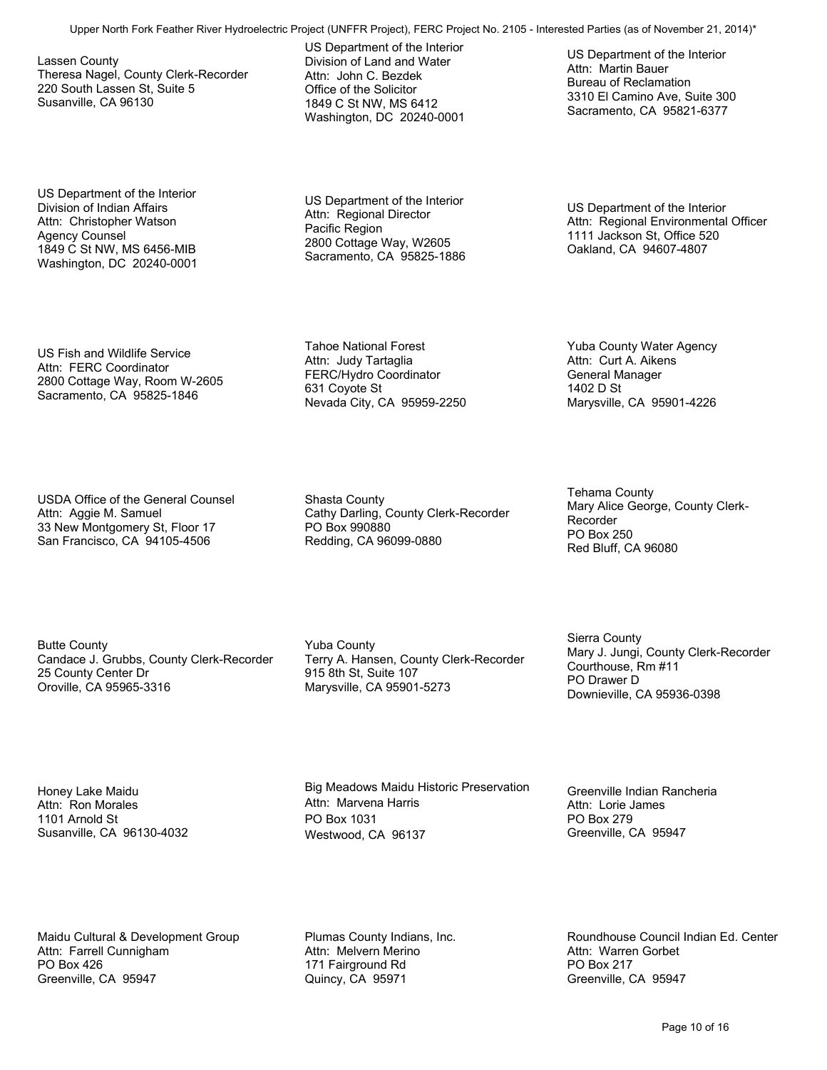Lassen County
Theresa Nagel, County Clerk-Recorder
220 South Lassen St, Suite 5
Susanville, CA 96130

US Department of the Interior
Division of Land and Water
Attn: John C. Bezdek
Office of the Solicitor
1849 C St NW, MS 6412
Washington, DC 20240-0001

US Department of the Interior
Attn: Martin Bauer
Bureau of Reclamation
3310 El Camino Ave, Suite 300
Sacramento, CA 95821-6377

US Department of the Interior
Division of Indian Affairs
Attn: Christopher Watson
Agency Counsel
1849 C St NW, MS 6456-MIB
Washington, DC 20240-0001

US Department of the Interior
Attn: Regional Director
Pacific Region
2800 Cottage Way, W2605
Sacramento, CA 95825-1886

US Department of the Interior
Attn: Regional Environmental Officer
1111 Jackson St, Office 520
Oakland, CA 94607-4807

US Fish and Wildlife Service
Attn: FERC Coordinator
2800 Cottage Way, Room W-2605
Sacramento, CA 95825-1846

Tahoe National Forest
Attn: Judy Tartaglia
FERC/Hydro Coordinator
631 Coyote St
Nevada City, CA 95959-2250

Yuba County Water Agency
Attn: Curt A. Aikens
General Manager
1402 D St
Marysville, CA 95901-4226

USDA Office of the General Counsel
Attn: Aggie M. Samuel
33 New Montgomery St, Floor 17
San Francisco, CA 94105-4506

Shasta County
Cathy Darling, County Clerk-Recorder
PO Box 990880
Redding, CA 96099-0880

Tehama County
Mary Alice George, County Clerk-Recorder
PO Box 250
Red Bluff, CA 96080

Butte County
Candace J. Grubbs, County Clerk-Recorder
25 County Center Dr
Oroville, CA 95965-3316

Yuba County
Terry A. Hansen, County Clerk-Recorder
915 8th St, Suite 107
Marysville, CA 95901-5273

Sierra County
Mary J. Jungi, County Clerk-Recorder
Courthouse, Rm #11
PO Drawer D
Downieville, CA 95936-0398

Honey Lake Maidu
Attn: Ron Morales
1101 Arnold St
Susanville, CA 96130-4032

Big Meadows Maidu Historic Preservation
Attn: Marvena Harris
PO Box 1031
Westwood, CA 96137

Greenville Indian Rancheria
Attn: Lorie James
PO Box 279
Greenville, CA 95947

Maidu Cultural & Development Group
Attn: Farrell Cunnigham
PO Box 426
Greenville, CA 95947

Plumas County Indians, Inc.
Attn: Melvern Merino
171 Fairground Rd
Quincy, CA 95971

Roundhouse Council Indian Ed. Center
Attn: Warren Gorbet
PO Box 217
Greenville, CA 95947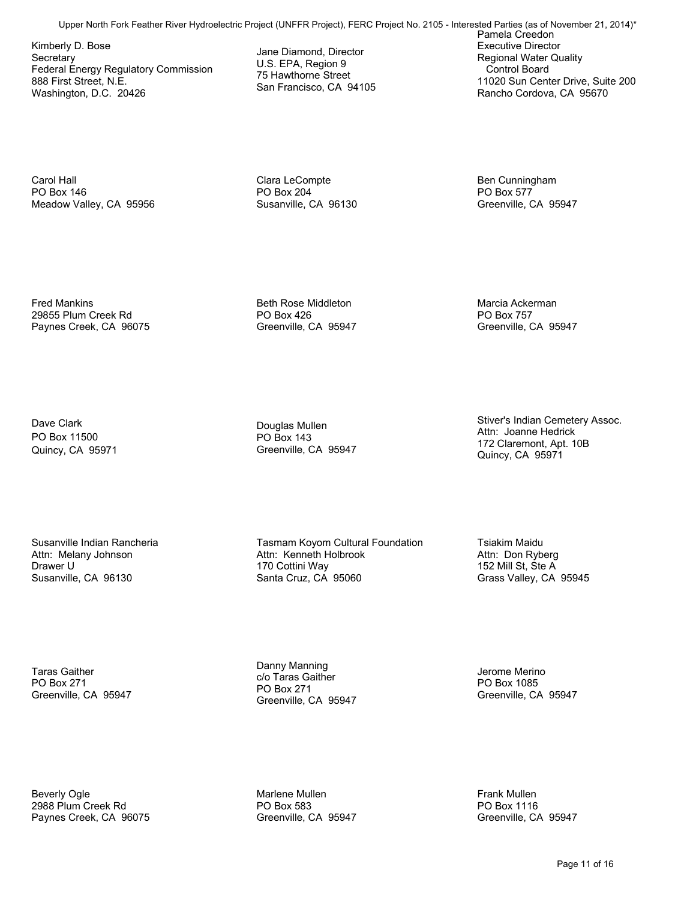Kimberly D. Bose
Secretary
Federal Energy Regulatory Commission
888 First Street, N.E.
Washington, D.C. 20426

Jane Diamond, Director
U.S. EPA, Region 9
75 Hawthorne Street
San Francisco, CA 94105

Pamela Creedon
Executive Director
Regional Water Quality
Control Board
11020 Sun Center Drive, Suite 200
Rancho Cordova, CA 95670

Carol Hall
PO Box 146
Meadow Valley, CA 95956

Clara LeCompte
PO Box 204
Susanville, CA 96130

Ben Cunningham
PO Box 577
Greenville, CA 95947

Fred Mankins
29855 Plum Creek Rd
Paynes Creek, CA 96075

Beth Rose Middleton
PO Box 426
Greenville, CA 95947

Marcia Ackerman
PO Box 757
Greenville, CA 95947

Dave Clark
PO Box 11500
Quincy, CA 95971

Douglas Mullen
PO Box 143
Greenville, CA 95947

Stiver's Indian Cemetery Assoc.
Attn: Joanne Hedrick
172 Claremont, Apt. 10B
Quincy, CA 95971

Susanville Indian Rancheria
Attn: Melany Johnson
Drawer U
Susanville, CA 96130

Tasmam Koyom Cultural Foundation
Attn: Kenneth Holbrook
170 Cottini Way
Santa Cruz, CA 95060

Tsiakim Maidu
Attn: Don Ryberg
152 Mill St, Ste A
Grass Valley, CA 95945

Taras Gaither
PO Box 271
Greenville, CA 95947

Danny Manning
c/o Taras Gaither
PO Box 271
Greenville, CA 95947

Jerome Merino
PO Box 1085
Greenville, CA 95947

Beverly Ogle
2988 Plum Creek Rd
Paynes Creek, CA 96075

Marlene Mullen
PO Box 583
Greenville, CA 95947

Frank Mullen
PO Box 1116
Greenville, CA 95947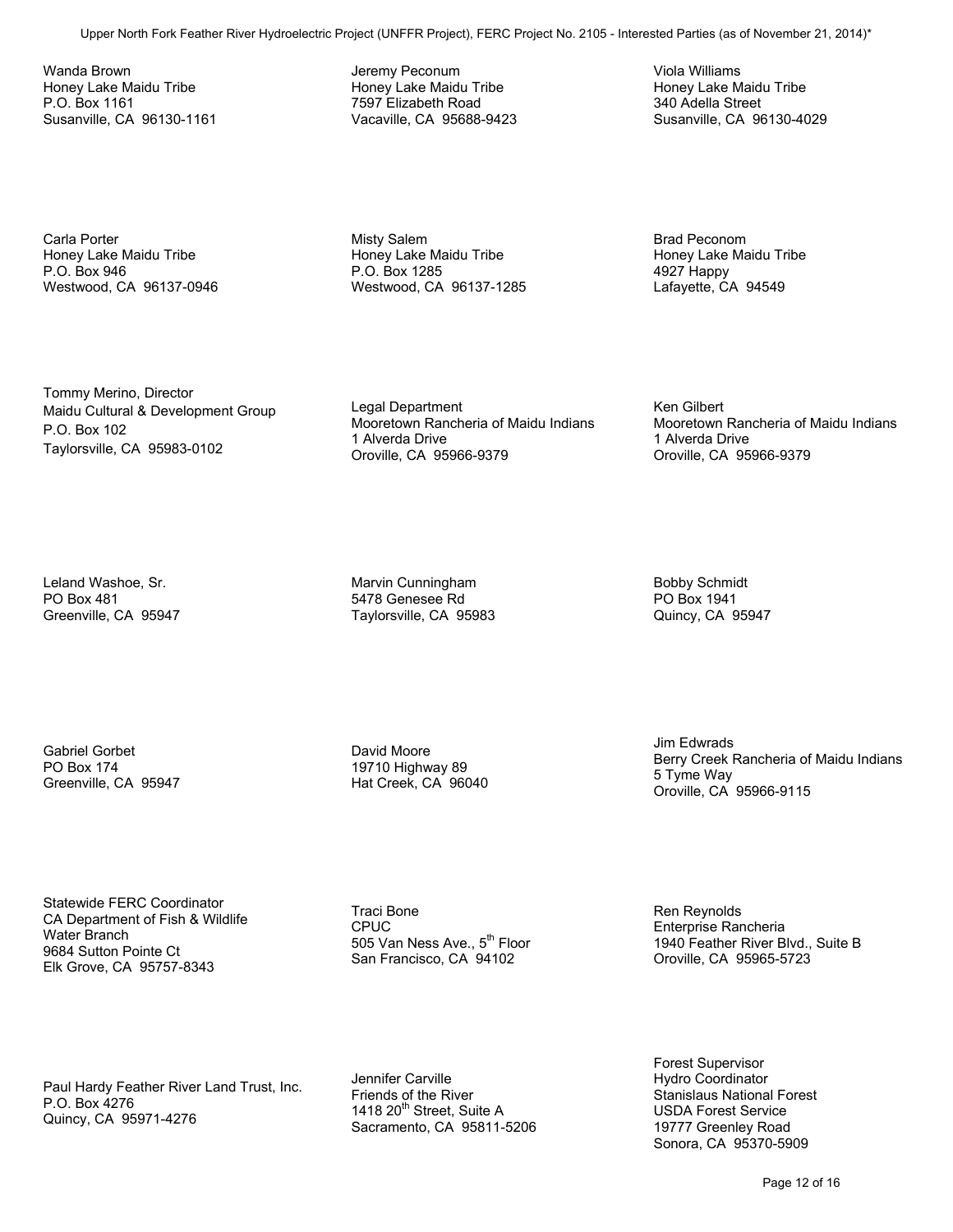Wanda Brown
Honey Lake Maidu Tribe
P.O. Box 1161
Susanville, CA 96130-1161

Jeremy Peconum
Honey Lake Maidu Tribe
7597 Elizabeth Road
Vacaville, CA 95688-9423

Viola Williams
Honey Lake Maidu Tribe
340 Adella Street
Susanville, CA 96130-4029

Carla Porter
Honey Lake Maidu Tribe
P.O. Box 946
Westwood, CA 96137-0946

Misty Salem
Honey Lake Maidu Tribe
P.O. Box 1285
Westwood, CA 96137-1285

Brad Peconom
Honey Lake Maidu Tribe
4927 Happy
Lafayette, CA 94549

Tommy Merino, Director
Maidu Cultural & Development Group
P.O. Box 102
Taylorsville, CA 95983-0102

Legal Department
Mooretown Rancheria of Maidu Indians
1 Alverda Drive
Oroville, CA 95966-9379

Ken Gilbert
Mooretown Rancheria of Maidu Indians
1 Alverda Drive
Oroville, CA 95966-9379

Leland Washoe, Sr.
PO Box 481
Greenville, CA 95947

Marvin Cunningham
5478 Genesee Rd
Taylorsville, CA 95983

Bobby Schmidt
PO Box 1941
Quincy, CA 95947

Gabriel Gorbet
PO Box 174
Greenville, CA 95947

David Moore
19710 Highway 89
Hat Creek, CA 96040

Jim Edwrads
Berry Creek Rancheria of Maidu Indians
5 Tyme Way
Oroville, CA 95966-9115

Statewide FERC Coordinator
CA Department of Fish & Wildlife
Water Branch
9684 Sutton Pointe Ct
Elk Grove, CA 95757-8343

Traci Bone
CPUC
505 Van Ness Ave., 5th Floor
San Francisco, CA 94102

Ren Reynolds
Enterprise Rancheria
1940 Feather River Blvd., Suite B
Oroville, CA 95965-5723

Paul Hardy Feather River Land Trust, Inc.
P.O. Box 4276
Quincy, CA 95971-4276

Jennifer Carville
Friends of the River
1418 20th Street, Suite A
Sacramento, CA 95811-5206

Forest Supervisor
Hydro Coordinator
Stanislaus National Forest
USDA Forest Service
19777 Greenley Road
Sonora, CA 95370-5909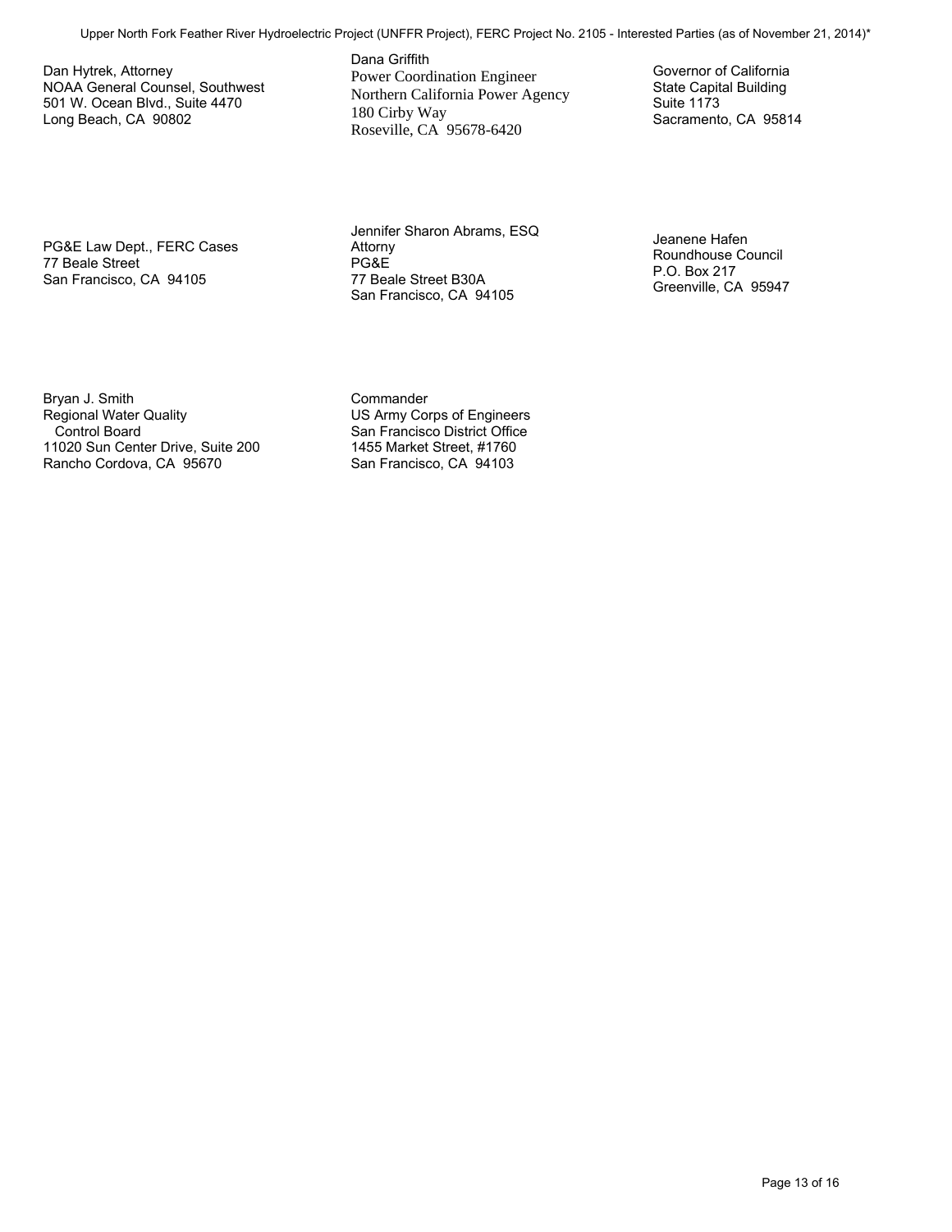Dan Hytrek, Attorney
NOAA General Counsel, Southwest
501 W. Ocean Blvd., Suite 4470
Long Beach, CA 90802

Dana Griffith
Power Coordination Engineer
Northern California Power Agency
180 Cirby Way
Roseville, CA 95678-6420

Governor of California
State Capital Building
Suite 1173
Sacramento, CA 95814

PG&E Law Dept., FERC Cases
77 Beale Street
San Francisco, CA 94105

Jennifer Sharon Abrams, ESQ
Attorny
PG&E
77 Beale Street B30A
San Francisco, CA 94105

Jeanene Hafen
Roundhouse Council
P.O. Box 217
Greenville, CA 95947

Bryan J. Smith
Regional Water Quality
Control Board
11020 Sun Center Drive, Suite 200
Rancho Cordova, CA 95670

Commander
US Army Corps of Engineers
San Francisco District Office
1455 Market Street, #1760
San Francisco, CA 94103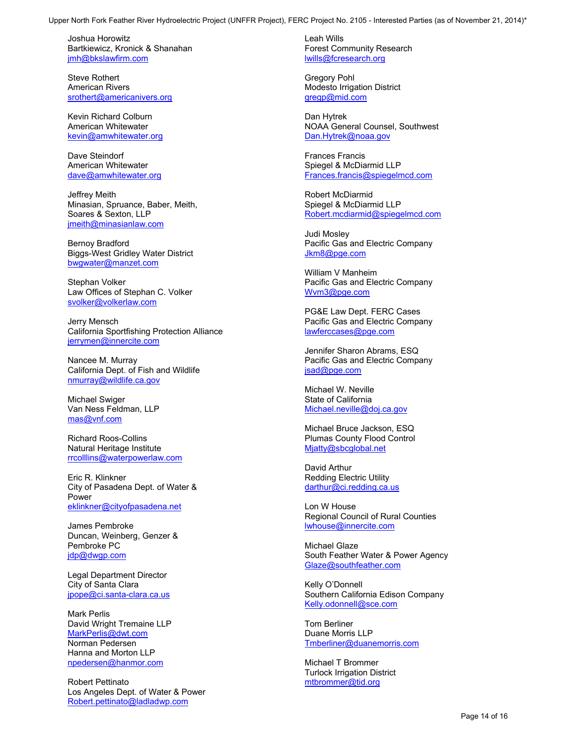Joshua Horowitz
Bartkiewicz, Kronick & Shanahan
jmh@bkslawfirm.com

Steve Rothert
American Rivers
srothert@americanivers.org

Kevin Richard Colburn
American Whitewater
kevin@amwhitewater.org

Dave Steindorf
American Whitewater
dave@amwhitewater.org

Jeffrey Meith
Minasian, Spruance, Baber, Meith, Soares & Sexton, LLP
jmeith@minasianlaw.com

Bernoy Bradford
Biggs-West Gridley Water District
bwgwater@manzet.com

Stephan Volker
Law Offices of Stephan C. Volker
svolker@volkerlaw.com

Jerry Mensch
California Sportfishing Protection Alliance
jerrymen@innercite.com

Nancee M. Murray
California Dept. of Fish and Wildlife
nmurray@wildlife.ca.gov

Michael Swiger
Van Ness Feldman, LLP
mas@vnf.com

Richard Roos-Collins
Natural Heritage Institute
rrcolllins@waterpowerlaw.com

Eric R. Klinkner
City of Pasadena Dept. of Water & Power
eklinkner@cityofpasadena.net

James Pembroke
Duncan, Weinberg, Genzer & Pembroke PC
jdp@dwgp.com

Legal Department Director
City of Santa Clara
jpope@ci.santa-clara.ca.us

Mark Perlis
David Wright Tremaine LLP
MarkPerlis@dwt.com

Norman Pedersen
Hanna and Morton LLP
npedersen@hanmor.com

Robert Pettinato
Los Angeles Dept. of Water & Power
Robert.pettinato@ladladwp.com

Leah Wills
Forest Community Research
lwills@fcresearch.org

Gregory Pohl
Modesto Irrigation District
gregp@mid.com

Dan Hytrek
NOAA General Counsel, Southwest
Dan.Hytrek@noaa.gov

Frances Francis
Spiegel & McDiarmid LLP
Frances.francis@spiegelmcd.com

Robert McDiarmid
Spiegel & McDiarmid LLP
Robert.mcdiarmid@spiegelmcd.com

Judi Mosley
Pacific Gas and Electric Company
Jkm8@pge.com

William V Manheim
Pacific Gas and Electric Company
Wvm3@pge.com

PG&E Law Dept. FERC Cases
Pacific Gas and Electric Company
lawferccases@pge.com

Jennifer Sharon Abrams, ESQ
Pacific Gas and Electric Company
jsad@pge.com

Michael W. Neville
State of California
Michael.neville@doj.ca.gov

Michael Bruce Jackson, ESQ
Plumas County Flood Control
Mjatty@sbcglobal.net

David Arthur
Redding Electric Utility
darthur@ci.redding.ca.us

Lon W House
Regional Council of Rural Counties
lwhouse@innercite.com

Michael Glaze
South Feather Water & Power Agency
Glaze@southfeather.com

Kelly O'Donnell
Southern California Edison Company
Kelly.odonnell@sce.com

Tom Berliner
Duane Morris LLP
Tmberliner@duanemorris.com

Michael T Brommer
Turlock Irrigation District
mtbrommer@tid.org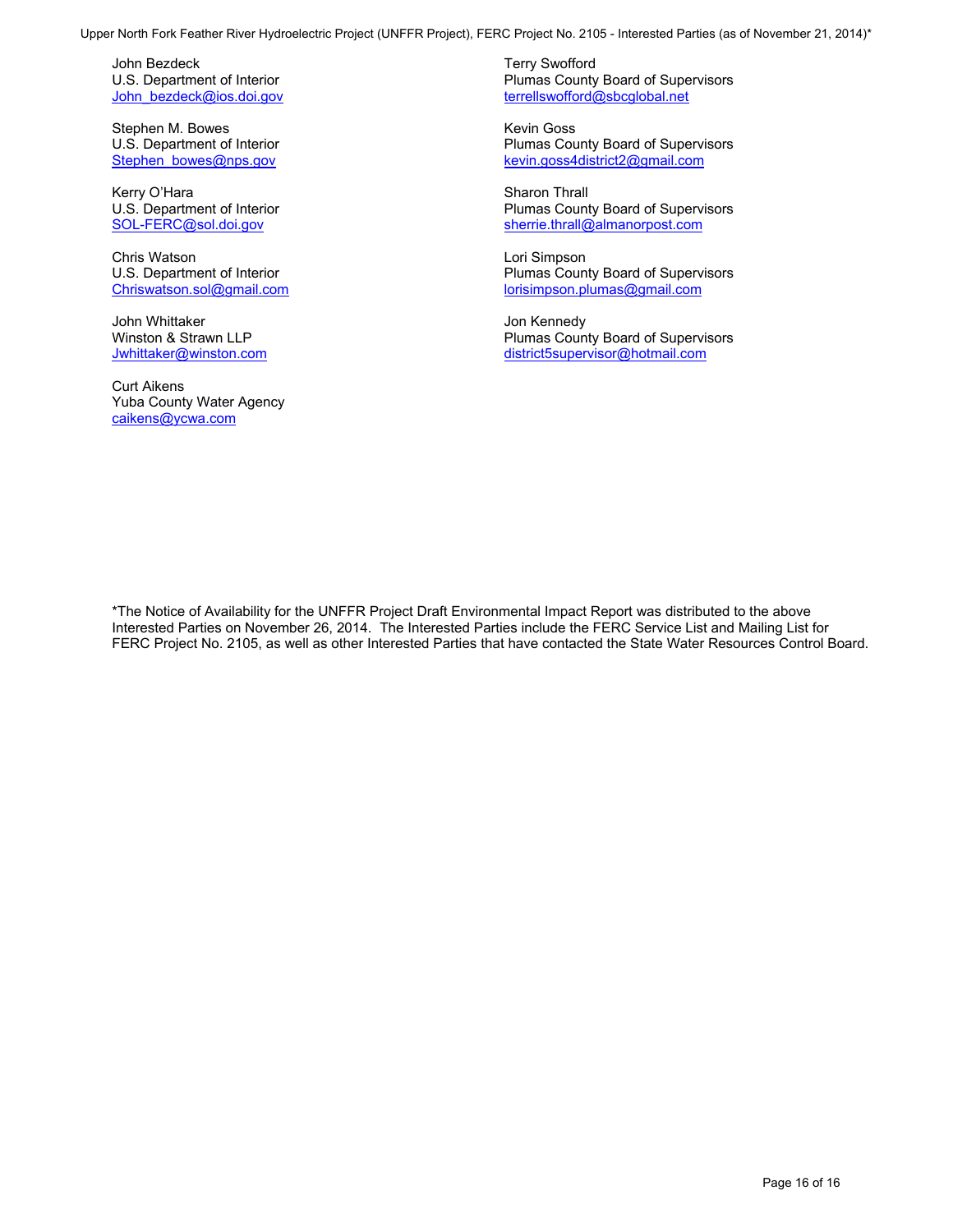John Bezdeck
U.S. Department of Interior
John_bezdeck@ios.doi.gov

Stephen M. Bowes
U.S. Department of Interior
Stephen_bowes@nps.gov

Kerry O'Hara
U.S. Department of Interior
SOL-FERC@sol.doi.gov

Chris Watson
U.S. Department of Interior
Chriswatson.sol@gmail.com

John Whittaker
Winston & Strawn LLP
Jwhittaker@winston.com

Curt Aikens
Yuba County Water Agency
caikens@ycwa.com

Terry Swofford
Plumas County Board of Supervisors
terrellswofford@sbcglobal.net

Kevin Goss
Plumas County Board of Supervisors
kevin.goss4district2@gmail.com

Sharon Thrall
Plumas County Board of Supervisors
sherrie.thrall@almanorpost.com

Lori Simpson
Plumas County Board of Supervisors
lorisimpson.plumas@gmail.com

Jon Kennedy
Plumas County Board of Supervisors
district5supervisor@hotmail.com

*The Notice of Availability for the UNFFR Project Draft Environmental Impact Report was distributed to the above Interested Parties on November 26, 2014. The Interested Parties include the FERC Service List and Mailing List for FERC Project No. 2105, as well as other Interested Parties that have contacted the State Water Resources Control Board.